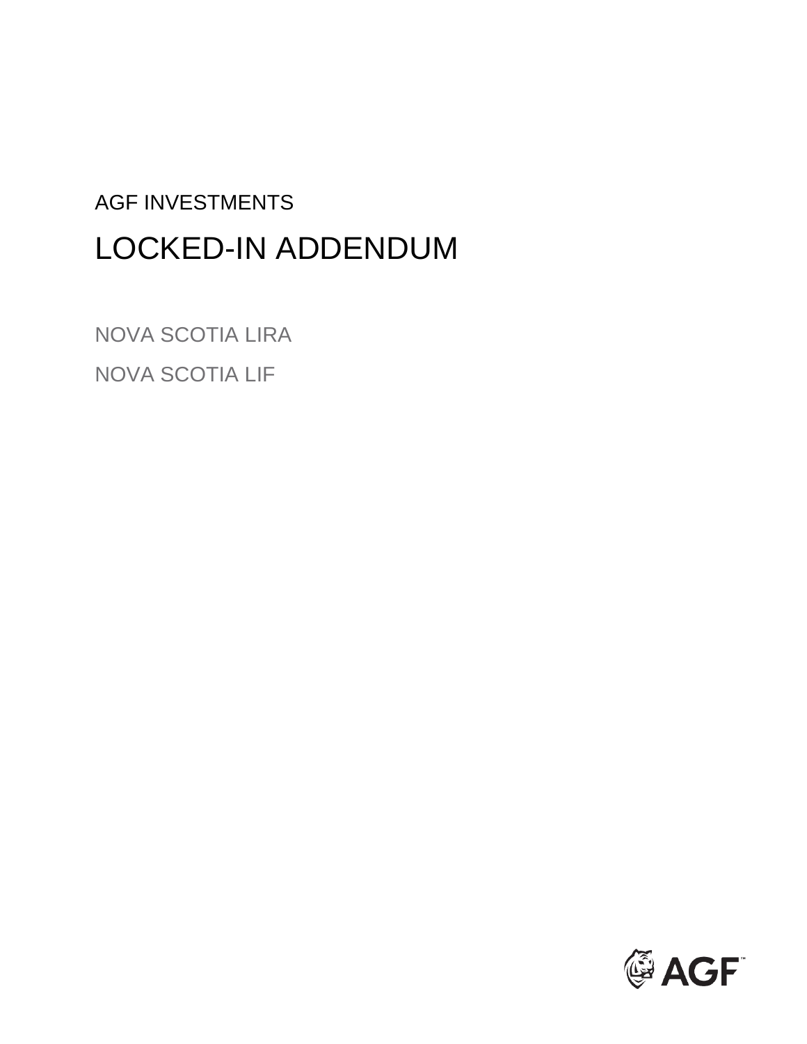AGF INVESTMENTS

# LOCKED-IN ADDENDUM

NOVA SCOTIA LIRA

NOVA SCOTIA LIF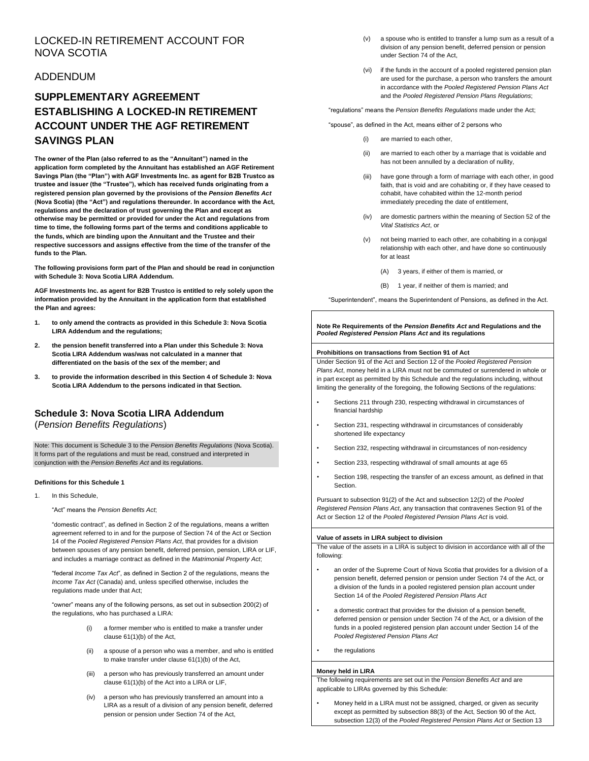# LOCKED-IN RETIREMENT ACCOUNT FOR NOVA SCOTIA

## ADDENDUM

## SUPPLEMENTARY AGREEMENT ESTABLISHING A LOCKED-IN RETIREMENT ACCOUNT UNDER THE AGF RETIREMENT SAVINGS PLAN

**The owner of the Plan (also referred to as the "Annuitant") named in the application form completed by the Annuitant has established an AGF Retirement Savings Plan (the "Plan") with AGF Investments Inc. as agent for B2B Trustco as trustee and issuer (the "Trustee"), which has received funds originating from a registered pension plan governed by the provisions of the *Pension Benefits Act* (Nova Scotia) (the "Act") and regulations thereunder. In accordance with the Act, regulations and the declaration of trust governing the Plan and except as otherwise may be permitted or provided for under the Act and regulations from time to time, the following forms part of the terms and conditions applicable to the funds, which are binding upon the Annuitant and the Trustee and their respective successors and assigns effective from the time of the transfer of the funds to the Plan.**

**The following provisions form part of the Plan and should be read in conjunction with Schedule 3: Nova Scotia LIRA Addendum.**

**AGF Investments Inc. as agent for B2B Trustco is entitled to rely solely upon the information provided by the Annuitant in the application form that established the Plan and agrees:**

1. **to only amend the contracts as provided in this Schedule 3: Nova Scotia LIRA Addendum and the regulations;**
2. **the pension benefit transferred into a Plan under this Schedule 3: Nova Scotia LIRA Addendum was/was not calculated in a manner that differentiated on the basis of the sex of the member; and**
3. **to provide the information described in this Section 4 of Schedule 3: Nova Scotia LIRA Addendum to the persons indicated in that Section.**

### Schedule 3: Nova Scotia LIRA Addendum
(*Pension Benefits Regulations*)

Note: This document is Schedule 3 to the *Pension Benefits Regulations* (Nova Scotia). It forms part of the regulations and must be read, construed and interpreted in conjunction with the *Pension Benefits Act* and its regulations.

**Definitions for this Schedule 1**

1. In this Schedule,

   "Act" means the *Pension Benefits Act*;

   "domestic contract", as defined in Section 2 of the regulations, means a written agreement referred to in and for the purpose of Section 74 of the Act or Section 14 of the *Pooled Registered Pension Plans Act*, that provides for a division between spouses of any pension benefit, deferred pension, pension, LIRA or LIF, and includes a marriage contract as defined in the *Matrimonial Property Act*;

   "federal *Income Tax Act*", as defined in Section 2 of the regulations, means the *Income Tax Act* (Canada) and, unless specified otherwise, includes the regulations made under that Act;

   "owner" means any of the following persons, as set out in subsection 200(2) of the regulations, who has purchased a LIRA:

   (i) a former member who is entitled to make a transfer under clause 61(1)(b) of the Act,

   (ii) a spouse of a person who was a member, and who is entitled to make transfer under clause 61(1)(b) of the Act,

   (iii) a person who has previously transferred an amount under clause 61(1)(b) of the Act into a LIRA or LIF,

   (iv) a person who has previously transferred an amount into a LIRA as a result of a division of any pension benefit, deferred pension or pension under Section 74 of the Act,

   (v) a spouse who is entitled to transfer a lump sum as a result of a division of any pension benefit, deferred pension or pension under Section 74 of the Act,

   (vi) if the funds in the account of a pooled registered pension plan are used for the purchase, a person who transfers the amount in accordance with the *Pooled Registered Pension Plans Act* and the *Pooled Registered Pension Plans Regulations*;

   "regulations" means the *Pension Benefits Regulations* made under the Act;

   "spouse", as defined in the Act, means either of 2 persons who

   (i) are married to each other,

   (ii) are married to each other by a marriage that is voidable and has not been annulled by a declaration of nullity,

   (iii) have gone through a form of marriage with each other, in good faith, that is void and are cohabiting or, if they have ceased to cohabit, have cohabited within the 12-month period immediately preceding the date of entitlement,

   (iv) are domestic partners within the meaning of Section 52 of the *Vital Statistics Act*, or

   (v) not being married to each other, are cohabiting in a conjugal relationship with each other, and have done so continuously for at least

   (A) 3 years, if either of them is married, or

   (B) 1 year, if neither of them is married; and

   "Superintendent", means the Superintendent of Pensions, as defined in the Act.

**Note Re Requirements of the *Pension Benefits Act* and Regulations and the *Pooled Registered Pension Plans Act* and its regulations**

**Prohibitions on transactions from Section 91 of Act**

Under Section 91 of the Act and Section 12 of the *Pooled Registered Pension Plans Act*, money held in a LIRA must not be commuted or surrendered in whole or in part except as permitted by this Schedule and the regulations including, without limiting the generality of the foregoing, the following Sections of the regulations:

- Sections 211 through 230, respecting withdrawal in circumstances of financial hardship
- Section 231, respecting withdrawal in circumstances of considerably shortened life expectancy
- Section 232, respecting withdrawal in circumstances of non-residency
- Section 233, respecting withdrawal of small amounts at age 65
- Section 198, respecting the transfer of an excess amount, as defined in that Section.

Pursuant to subsection 91(2) of the Act and subsection 12(2) of the *Pooled Registered Pension Plans Act*, any transaction that contravenes Section 91 of the Act or Section 12 of the *Pooled Registered Pension Plans Act* is void.

**Value of assets in LIRA subject to division**

The value of the assets in a LIRA is subject to division in accordance with all of the following:

- an order of the Supreme Court of Nova Scotia that provides for a division of a pension benefit, deferred pension or pension under Section 74 of the Act, or a division of the funds in a pooled registered pension plan account under Section 14 of the *Pooled Registered Pension Plans Act*
- a domestic contract that provides for the division of a pension benefit, deferred pension or pension under Section 74 of the Act, or a division of the funds in a pooled registered pension plan account under Section 14 of the *Pooled Registered Pension Plans Act*
- the regulations

**Money held in LIRA**

The following requirements are set out in the *Pension Benefits Act* and are applicable to LIRAs governed by this Schedule:

- Money held in a LIRA must not be assigned, charged, or given as security except as permitted by subsection 88(3) of the Act, Section 90 of the Act, subsection 12(3) of the *Pooled Registered Pension Plans Act* or Section 13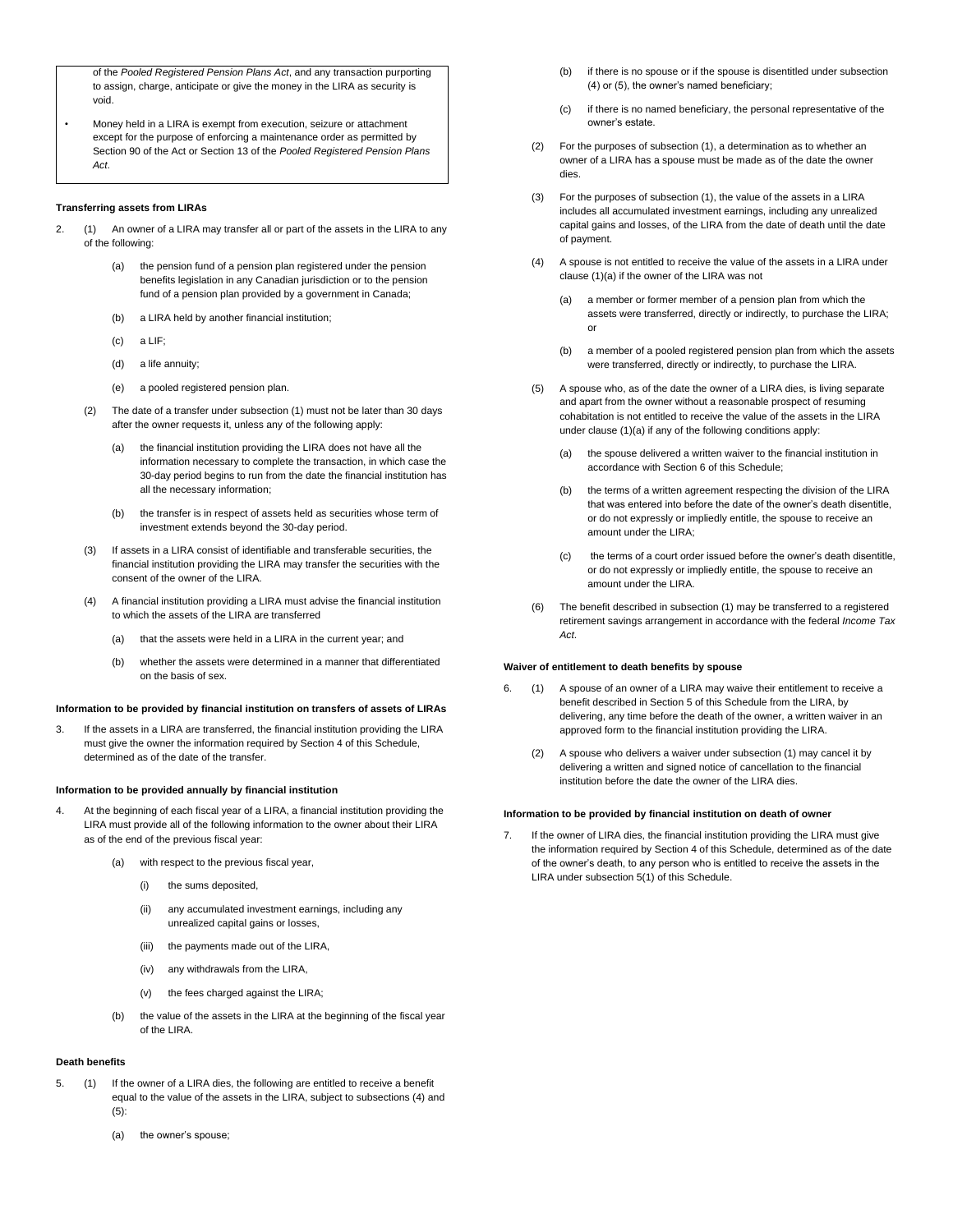of the *Pooled Registered Pension Plans Act*, and any transaction purporting to assign, charge, anticipate or give the money in the LIRA as security is void.

- Money held in a LIRA is exempt from execution, seizure or attachment except for the purpose of enforcing a maintenance order as permitted by Section 90 of the Act or Section 13 of the *Pooled Registered Pension Plans Act*.

**Transferring assets from LIRAs**

2. (1) An owner of a LIRA may transfer all or part of the assets in the LIRA to any of the following:

   (a) the pension fund of a pension plan registered under the pension benefits legislation in any Canadian jurisdiction or to the pension fund of a pension plan provided by a government in Canada;

   (b) a LIRA held by another financial institution;

   (c) a LIF;

   (d) a life annuity;

   (e) a pooled registered pension plan.

   (2) The date of a transfer under subsection (1) must not be later than 30 days after the owner requests it, unless any of the following apply:

   (a) the financial institution providing the LIRA does not have all the information necessary to complete the transaction, in which case the 30-day period begins to run from the date the financial institution has all the necessary information;

   (b) the transfer is in respect of assets held as securities whose term of investment extends beyond the 30-day period.

   (3) If assets in a LIRA consist of identifiable and transferable securities, the financial institution providing the LIRA may transfer the securities with the consent of the owner of the LIRA.

   (4) A financial institution providing a LIRA must advise the financial institution to which the assets of the LIRA are transferred

   (a) that the assets were held in a LIRA in the current year; and

   (b) whether the assets were determined in a manner that differentiated on the basis of sex.

**Information to be provided by financial institution on transfers of assets of LIRAs**

3. If the assets in a LIRA are transferred, the financial institution providing the LIRA must give the owner the information required by Section 4 of this Schedule, determined as of the date of the transfer.

**Information to be provided annually by financial institution**

4. At the beginning of each fiscal year of a LIRA, a financial institution providing the LIRA must provide all of the following information to the owner about their LIRA as of the end of the previous fiscal year:

   (a) with respect to the previous fiscal year,

      (i) the sums deposited,

      (ii) any accumulated investment earnings, including any unrealized capital gains or losses,

      (iii) the payments made out of the LIRA,

      (iv) any withdrawals from the LIRA,

      (v) the fees charged against the LIRA;

   (b) the value of the assets in the LIRA at the beginning of the fiscal year of the LIRA.

**Death benefits**

5. (1) If the owner of a LIRA dies, the following are entitled to receive a benefit equal to the value of the assets in the LIRA, subject to subsections (4) and (5):

   (a) the owner's spouse;

   (b) if there is no spouse or if the spouse is disentitled under subsection (4) or (5), the owner's named beneficiary;

   (c) if there is no named beneficiary, the personal representative of the owner's estate.

   (2) For the purposes of subsection (1), a determination as to whether an owner of a LIRA has a spouse must be made as of the date the owner dies.

   (3) For the purposes of subsection (1), the value of the assets in a LIRA includes all accumulated investment earnings, including any unrealized capital gains and losses, of the LIRA from the date of death until the date of payment.

   (4) A spouse is not entitled to receive the value of the assets in a LIRA under clause (1)(a) if the owner of the LIRA was not

   (a) a member or former member of a pension plan from which the assets were transferred, directly or indirectly, to purchase the LIRA; or

   (b) a member of a pooled registered pension plan from which the assets were transferred, directly or indirectly, to purchase the LIRA.

   (5) A spouse who, as of the date the owner of a LIRA dies, is living separate and apart from the owner without a reasonable prospect of resuming cohabitation is not entitled to receive the value of the assets in the LIRA under clause (1)(a) if any of the following conditions apply:

   (a) the spouse delivered a written waiver to the financial institution in accordance with Section 6 of this Schedule;

   (b) the terms of a written agreement respecting the division of the LIRA that was entered into before the date of the owner's death disentitle, or do not expressly or impliedly entitle, the spouse to receive an amount under the LIRA;

   (c) the terms of a court order issued before the owner's death disentitle, or do not expressly or impliedly entitle, the spouse to receive an amount under the LIRA.

   (6) The benefit described in subsection (1) may be transferred to a registered retirement savings arrangement in accordance with the federal *Income Tax Act*.

**Waiver of entitlement to death benefits by spouse**

6. (1) A spouse of an owner of a LIRA may waive their entitlement to receive a benefit described in Section 5 of this Schedule from the LIRA, by delivering, any time before the death of the owner, a written waiver in an approved form to the financial institution providing the LIRA.

   (2) A spouse who delivers a waiver under subsection (1) may cancel it by delivering a written and signed notice of cancellation to the financial institution before the date the owner of the LIRA dies.

**Information to be provided by financial institution on death of owner**

7. If the owner of LIRA dies, the financial institution providing the LIRA must give the information required by Section 4 of this Schedule, determined as of the date of the owner's death, to any person who is entitled to receive the assets in the LIRA under subsection 5(1) of this Schedule.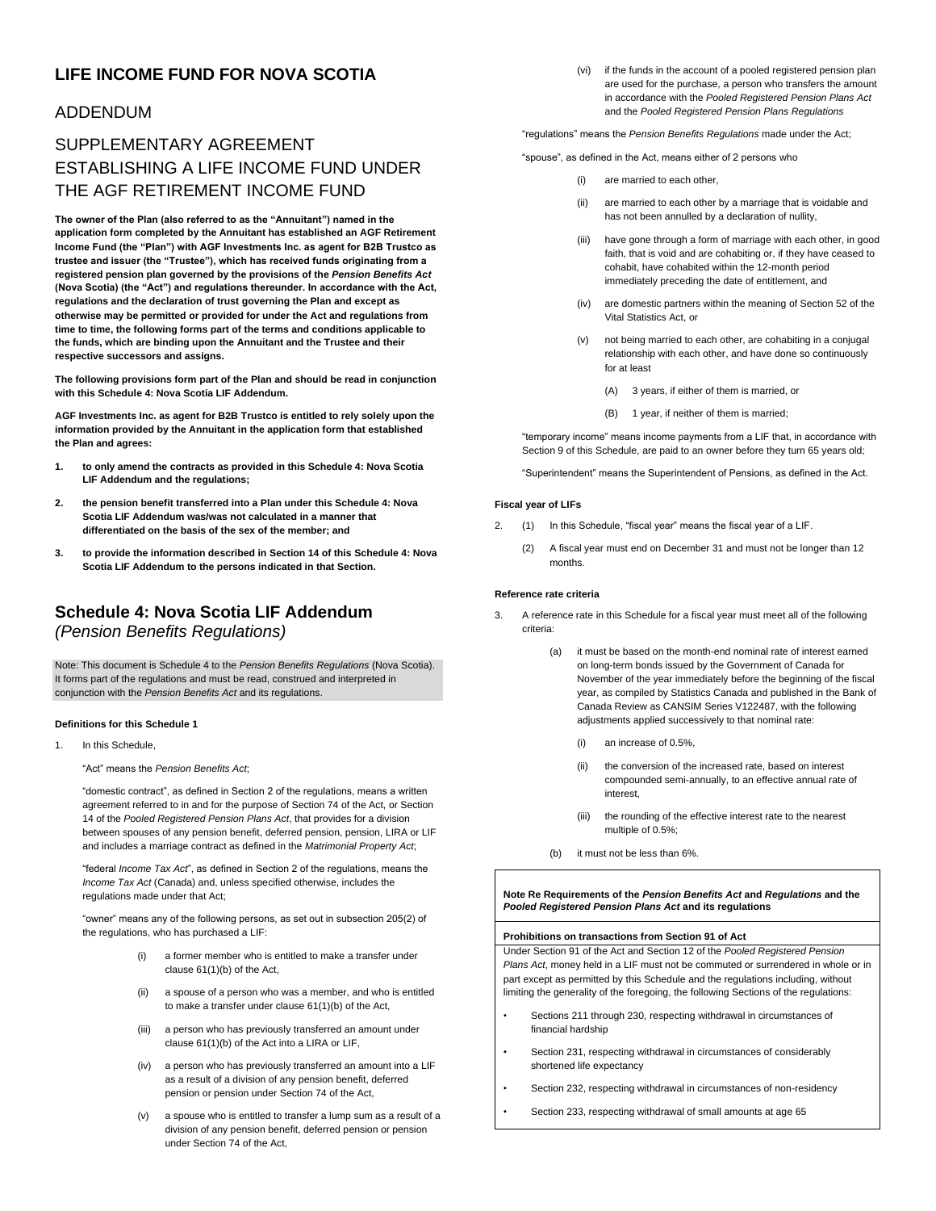## LIFE INCOME FUND FOR NOVA SCOTIA

## ADDENDUM

## SUPPLEMENTARY AGREEMENT ESTABLISHING A LIFE INCOME FUND UNDER THE AGF RETIREMENT INCOME FUND

**The owner of the Plan (also referred to as the "Annuitant") named in the application form completed by the Annuitant has established an AGF Retirement Income Fund (the "Plan") with AGF Investments Inc. as agent for B2B Trustco as trustee and issuer (the "Trustee"), which has received funds originating from a registered pension plan governed by the provisions of the *Pension Benefits Act* (Nova Scotia) (the "Act") and regulations thereunder. In accordance with the Act, regulations and the declaration of trust governing the Plan and except as otherwise may be permitted or provided for under the Act and regulations from time to time, the following forms part of the terms and conditions applicable to the funds, which are binding upon the Annuitant and the Trustee and their respective successors and assigns.**

**The following provisions form part of the Plan and should be read in conjunction with this Schedule 4: Nova Scotia LIF Addendum.**

**AGF Investments Inc. as agent for B2B Trustco is entitled to rely solely upon the information provided by the Annuitant in the application form that established the Plan and agrees:**

1. **to only amend the contracts as provided in this Schedule 4: Nova Scotia LIF Addendum and the regulations;**
2. **the pension benefit transferred into a Plan under this Schedule 4: Nova Scotia LIF Addendum was/was not calculated in a manner that differentiated on the basis of the sex of the member; and**
3. **to provide the information described in Section 14 of this Schedule 4: Nova Scotia LIF Addendum to the persons indicated in that Section.**

## Schedule 4: Nova Scotia LIF Addendum
*(Pension Benefits Regulations)*

Note: This document is Schedule 4 to the *Pension Benefits Regulations* (Nova Scotia). It forms part of the regulations and must be read, construed and interpreted in conjunction with the *Pension Benefits Act* and its regulations.

**Definitions for this Schedule 1**

1. In this Schedule,

"Act" means the *Pension Benefits Act*;

"domestic contract", as defined in Section 2 of the regulations, means a written agreement referred to in and for the purpose of Section 74 of the Act, or Section 14 of the *Pooled Registered Pension Plans Act*, that provides for a division between spouses of any pension benefit, deferred pension, pension, LIRA or LIF and includes a marriage contract as defined in the *Matrimonial Property Act*;

"federal *Income Tax Act*", as defined in Section 2 of the regulations, means the *Income Tax Act* (Canada) and, unless specified otherwise, includes the regulations made under that Act;

"owner" means any of the following persons, as set out in subsection 205(2) of the regulations, who has purchased a LIF:

(i) a former member who is entitled to make a transfer under clause 61(1)(b) of the Act,

(ii) a spouse of a person who was a member, and who is entitled to make a transfer under clause 61(1)(b) of the Act,

(iii) a person who has previously transferred an amount under clause 61(1)(b) of the Act into a LIRA or LIF,

(iv) a person who has previously transferred an amount into a LIF as a result of a division of any pension benefit, deferred pension or pension under Section 74 of the Act,

(v) a spouse who is entitled to transfer a lump sum as a result of a division of any pension benefit, deferred pension or pension under Section 74 of the Act,

(vi) if the funds in the account of a pooled registered pension plan are used for the purchase, a person who transfers the amount in accordance with the *Pooled Registered Pension Plans Act* and the *Pooled Registered Pension Plans Regulations*

"regulations" means the *Pension Benefits Regulations* made under the Act;

"spouse", as defined in the Act, means either of 2 persons who

(i) are married to each other,

(ii) are married to each other by a marriage that is voidable and has not been annulled by a declaration of nullity,

(iii) have gone through a form of marriage with each other, in good faith, that is void and are cohabiting or, if they have ceased to cohabit, have cohabited within the 12-month period immediately preceding the date of entitlement, and

(iv) are domestic partners within the meaning of Section 52 of the Vital Statistics Act, or

(v) not being married to each other, are cohabiting in a conjugal relationship with each other, and have done so continuously for at least

(A) 3 years, if either of them is married, or

(B) 1 year, if neither of them is married;

"temporary income" means income payments from a LIF that, in accordance with Section 9 of this Schedule, are paid to an owner before they turn 65 years old;

"Superintendent" means the Superintendent of Pensions, as defined in the Act.

**Fiscal year of LIFs**

2. (1) In this Schedule, "fiscal year" means the fiscal year of a LIF.

(2) A fiscal year must end on December 31 and must not be longer than 12 months.

**Reference rate criteria**

3. A reference rate in this Schedule for a fiscal year must meet all of the following criteria:

(a) it must be based on the month-end nominal rate of interest earned on long-term bonds issued by the Government of Canada for November of the year immediately before the beginning of the fiscal year, as compiled by Statistics Canada and published in the Bank of Canada Review as CANSIM Series V122487, with the following adjustments applied successively to that nominal rate:

(i) an increase of 0.5%,

(ii) the conversion of the increased rate, based on interest compounded semi-annually, to an effective annual rate of interest,

(iii) the rounding of the effective interest rate to the nearest multiple of 0.5%;

(b) it must not be less than 6%.

**Note Re Requirements of the *Pension Benefits Act* and *Regulations* and the *Pooled Registered Pension Plans Act* and its regulations**

**Prohibitions on transactions from Section 91 of Act**

Under Section 91 of the Act and Section 12 of the *Pooled Registered Pension Plans Act*, money held in a LIF must not be commuted or surrendered in whole or in part except as permitted by this Schedule and the regulations including, without limiting the generality of the foregoing, the following Sections of the regulations:

- Sections 211 through 230, respecting withdrawal in circumstances of financial hardship
- Section 231, respecting withdrawal in circumstances of considerably shortened life expectancy
- Section 232, respecting withdrawal in circumstances of non-residency
- Section 233, respecting withdrawal of small amounts at age 65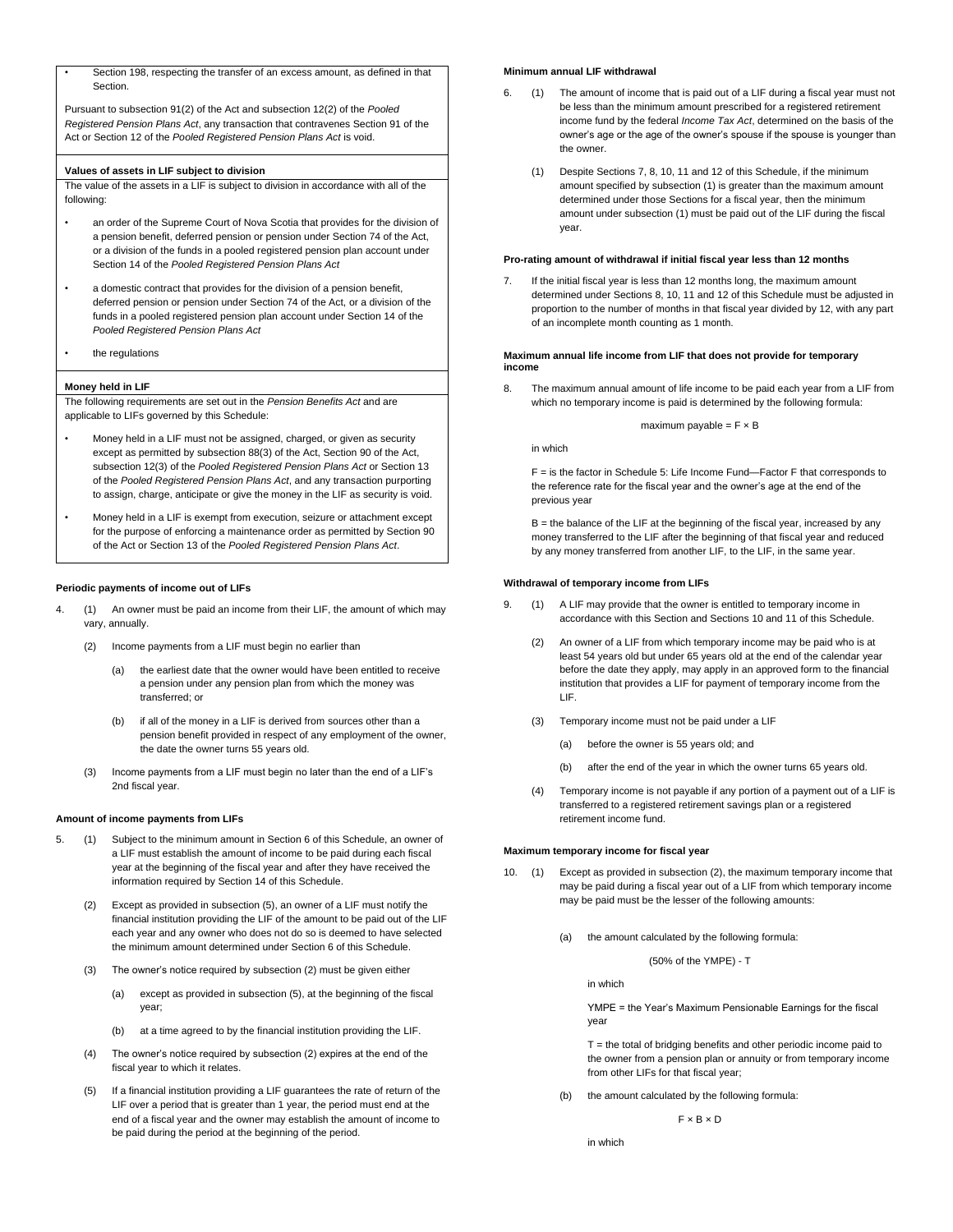- Section 198, respecting the transfer of an excess amount, as defined in that Section.

Pursuant to subsection 91(2) of the Act and subsection 12(2) of the *Pooled Registered Pension Plans Act*, any transaction that contravenes Section 91 of the Act or Section 12 of the *Pooled Registered Pension Plans Act* is void.

**Values of assets in LIF subject to division**

The value of the assets in a LIF is subject to division in accordance with all of the following:

- an order of the Supreme Court of Nova Scotia that provides for the division of a pension benefit, deferred pension or pension under Section 74 of the Act, or a division of the funds in a pooled registered pension plan account under Section 14 of the *Pooled Registered Pension Plans Act*
- a domestic contract that provides for the division of a pension benefit, deferred pension or pension under Section 74 of the Act, or a division of the funds in a pooled registered pension plan account under Section 14 of the *Pooled Registered Pension Plans Act*
- the regulations

**Money held in LIF**

The following requirements are set out in the *Pension Benefits Act* and are applicable to LIFs governed by this Schedule:

- Money held in a LIF must not be assigned, charged, or given as security except as permitted by subsection 88(3) of the Act, Section 90 of the Act, subsection 12(3) of the *Pooled Registered Pension Plans Act* or Section 13 of the *Pooled Registered Pension Plans Act*, and any transaction purporting to assign, charge, anticipate or give the money in the LIF as security is void.
- Money held in a LIF is exempt from execution, seizure or attachment except for the purpose of enforcing a maintenance order as permitted by Section 90 of the Act or Section 13 of the *Pooled Registered Pension Plans Act*.

**Periodic payments of income out of LIFs**

4. (1) An owner must be paid an income from their LIF, the amount of which may vary, annually.

   (2) Income payments from a LIF must begin no earlier than

   (a) the earliest date that the owner would have been entitled to receive a pension under any pension plan from which the money was transferred; or

   (b) if all of the money in a LIF is derived from sources other than a pension benefit provided in respect of any employment of the owner, the date the owner turns 55 years old.

   (3) Income payments from a LIF must begin no later than the end of a LIF's 2nd fiscal year.

**Amount of income payments from LIFs**

5. (1) Subject to the minimum amount in Section 6 of this Schedule, an owner of a LIF must establish the amount of income to be paid during each fiscal year at the beginning of the fiscal year and after they have received the information required by Section 14 of this Schedule.

   (2) Except as provided in subsection (5), an owner of a LIF must notify the financial institution providing the LIF of the amount to be paid out of the LIF each year and any owner who does not do so is deemed to have selected the minimum amount determined under Section 6 of this Schedule.

   (3) The owner's notice required by subsection (2) must be given either

   (a) except as provided in subsection (5), at the beginning of the fiscal year;

   (b) at a time agreed to by the financial institution providing the LIF.

   (4) The owner's notice required by subsection (2) expires at the end of the fiscal year to which it relates.

   (5) If a financial institution providing a LIF guarantees the rate of return of the LIF over a period that is greater than 1 year, the period must end at the end of a fiscal year and the owner may establish the amount of income to be paid during the period at the beginning of the period.

**Minimum annual LIF withdrawal**

6. (1) The amount of income that is paid out of a LIF during a fiscal year must not be less than the minimum amount prescribed for a registered retirement income fund by the federal *Income Tax Act*, determined on the basis of the owner's age or the age of the owner's spouse if the spouse is younger than the owner.

   (1) Despite Sections 7, 8, 10, 11 and 12 of this Schedule, if the minimum amount specified by subsection (1) is greater than the maximum amount determined under those Sections for a fiscal year, then the minimum amount under subsection (1) must be paid out of the LIF during the fiscal year.

**Pro-rating amount of withdrawal if initial fiscal year less than 12 months**

7. If the initial fiscal year is less than 12 months long, the maximum amount determined under Sections 8, 10, 11 and 12 of this Schedule must be adjusted in proportion to the number of months in that fiscal year divided by 12, with any part of an incomplete month counting as 1 month.

**Maximum annual life income from LIF that does not provide for temporary income**

8. The maximum annual amount of life income to be paid each year from a LIF from which no temporary income is paid is determined by the following formula:

$$\text{maximum payable} = F \times B$$

in which

F = is the factor in Schedule 5: Life Income Fund—Factor F that corresponds to the reference rate for the fiscal year and the owner's age at the end of the previous year

B = the balance of the LIF at the beginning of the fiscal year, increased by any money transferred to the LIF after the beginning of that fiscal year and reduced by any money transferred from another LIF, to the LIF, in the same year.

**Withdrawal of temporary income from LIFs**

9. (1) A LIF may provide that the owner is entitled to temporary income in accordance with this Section and Sections 10 and 11 of this Schedule.

   (2) An owner of a LIF from which temporary income may be paid who is at least 54 years old but under 65 years old at the end of the calendar year before the date they apply, may apply in an approved form to the financial institution that provides a LIF for payment of temporary income from the LIF.

   (3) Temporary income must not be paid under a LIF

   (a) before the owner is 55 years old; and

   (b) after the end of the year in which the owner turns 65 years old.

   (4) Temporary income is not payable if any portion of a payment out of a LIF is transferred to a registered retirement savings plan or a registered retirement income fund.

**Maximum temporary income for fiscal year**

10. (1) Except as provided in subsection (2), the maximum temporary income that may be paid during a fiscal year out of a LIF from which temporary income may be paid must be the lesser of the following amounts:

   (a) the amount calculated by the following formula:

$$(50\% \text{ of the YMPE}) - T$$

   in which

   YMPE = the Year's Maximum Pensionable Earnings for the fiscal year

   T = the total of bridging benefits and other periodic income paid to the owner from a pension plan or annuity or from temporary income from other LIFs for that fiscal year;

   (b) the amount calculated by the following formula:

$$F \times B \times D$$

   in which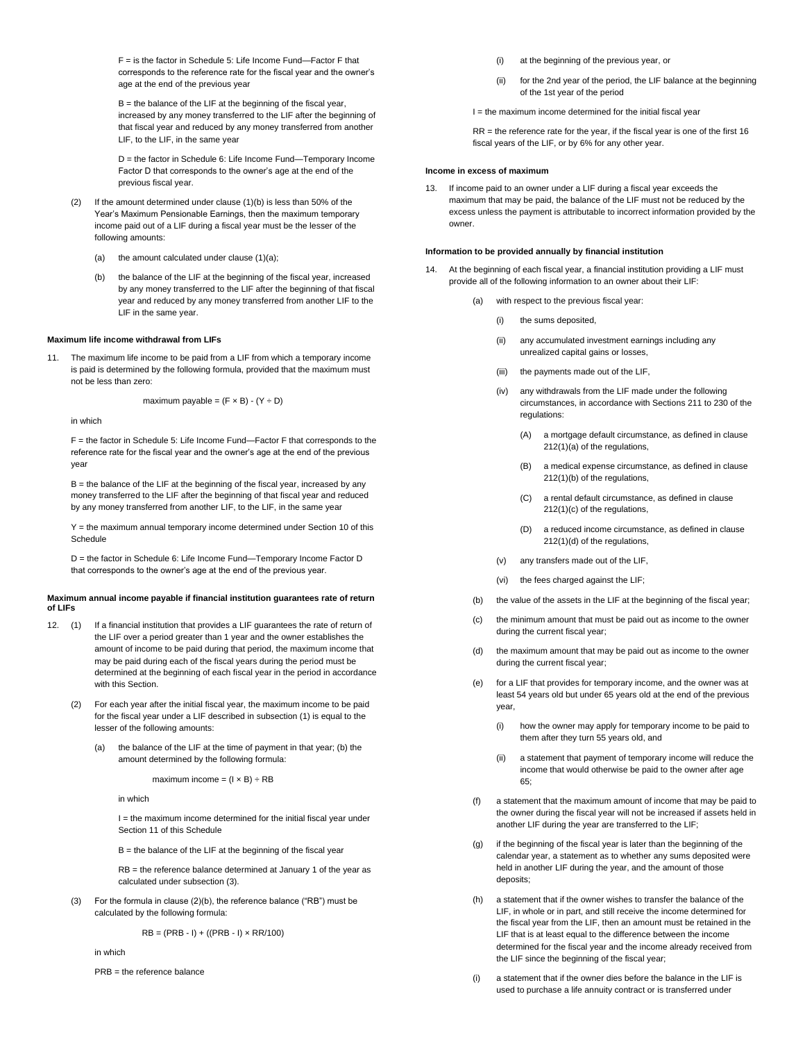F = is the factor in Schedule 5: Life Income Fund—Factor F that corresponds to the reference rate for the fiscal year and the owner's age at the end of the previous year

B = the balance of the LIF at the beginning of the fiscal year, increased by any money transferred to the LIF after the beginning of that fiscal year and reduced by any money transferred from another LIF, to the LIF, in the same year

D = the factor in Schedule 6: Life Income Fund—Temporary Income Factor D that corresponds to the owner's age at the end of the previous fiscal year.

(2) If the amount determined under clause (1)(b) is less than 50% of the Year's Maximum Pensionable Earnings, then the maximum temporary income paid out of a LIF during a fiscal year must be the lesser of the following amounts:

(a) the amount calculated under clause (1)(a);

(b) the balance of the LIF at the beginning of the fiscal year, increased by any money transferred to the LIF after the beginning of that fiscal year and reduced by any money transferred from another LIF to the LIF in the same year.

**Maximum life income withdrawal from LIFs**

11. The maximum life income to be paid from a LIF from which a temporary income is paid is determined by the following formula, provided that the maximum must not be less than zero:

$$\text{maximum payable} = (F \times B) - (Y \div D)$$

in which

F = the factor in Schedule 5: Life Income Fund—Factor F that corresponds to the reference rate for the fiscal year and the owner's age at the end of the previous year

B = the balance of the LIF at the beginning of the fiscal year, increased by any money transferred to the LIF after the beginning of that fiscal year and reduced by any money transferred from another LIF, to the LIF, in the same year

Y = the maximum annual temporary income determined under Section 10 of this Schedule

D = the factor in Schedule 6: Life Income Fund—Temporary Income Factor D that corresponds to the owner's age at the end of the previous year.

**Maximum annual income payable if financial institution guarantees rate of return of LIFs**

12. (1) If a financial institution that provides a LIF guarantees the rate of return of the LIF over a period greater than 1 year and the owner establishes the amount of income to be paid during that period, the maximum income that may be paid during each of the fiscal years during the period must be determined at the beginning of each fiscal year in the period in accordance with this Section.

(2) For each year after the initial fiscal year, the maximum income to be paid for the fiscal year under a LIF described in subsection (1) is equal to the lesser of the following amounts:

(a) the balance of the LIF at the time of payment in that year; (b) the amount determined by the following formula:

$$\text{maximum income} = (I \times B) \div RB$$

in which

I = the maximum income determined for the initial fiscal year under Section 11 of this Schedule

B = the balance of the LIF at the beginning of the fiscal year

RB = the reference balance determined at January 1 of the year as calculated under subsection (3).

(3) For the formula in clause (2)(b), the reference balance ("RB") must be calculated by the following formula:

$$RB = (PRB - I) + ((PRB - I) \times RR/100)$$

in which

PRB = the reference balance

(i) at the beginning of the previous year, or

(ii) for the 2nd year of the period, the LIF balance at the beginning of the 1st year of the period

I = the maximum income determined for the initial fiscal year

RR = the reference rate for the year, if the fiscal year is one of the first 16 fiscal years of the LIF, or by 6% for any other year.

**Income in excess of maximum**

13. If income paid to an owner under a LIF during a fiscal year exceeds the maximum that may be paid, the balance of the LIF must not be reduced by the excess unless the payment is attributable to incorrect information provided by the owner.

**Information to be provided annually by financial institution**

14. At the beginning of each fiscal year, a financial institution providing a LIF must provide all of the following information to an owner about their LIF:

(a) with respect to the previous fiscal year:

(i) the sums deposited,

(ii) any accumulated investment earnings including any unrealized capital gains or losses,

(iii) the payments made out of the LIF,

(iv) any withdrawals from the LIF made under the following circumstances, in accordance with Sections 211 to 230 of the regulations:

(A) a mortgage default circumstance, as defined in clause 212(1)(a) of the regulations,

(B) a medical expense circumstance, as defined in clause 212(1)(b) of the regulations,

(C) a rental default circumstance, as defined in clause 212(1)(c) of the regulations,

(D) a reduced income circumstance, as defined in clause 212(1)(d) of the regulations,

(v) any transfers made out of the LIF,

(vi) the fees charged against the LIF;

(b) the value of the assets in the LIF at the beginning of the fiscal year;

(c) the minimum amount that must be paid out as income to the owner during the current fiscal year;

(d) the maximum amount that may be paid out as income to the owner during the current fiscal year;

(e) for a LIF that provides for temporary income, and the owner was at least 54 years old but under 65 years old at the end of the previous year,

(i) how the owner may apply for temporary income to be paid to them after they turn 55 years old, and

(ii) a statement that payment of temporary income will reduce the income that would otherwise be paid to the owner after age 65;

(f) a statement that the maximum amount of income that may be paid to the owner during the fiscal year will not be increased if assets held in another LIF during the year are transferred to the LIF;

(g) if the beginning of the fiscal year is later than the beginning of the calendar year, a statement as to whether any sums deposited were held in another LIF during the year, and the amount of those deposits;

(h) a statement that if the owner wishes to transfer the balance of the LIF, in whole or in part, and still receive the income determined for the fiscal year from the LIF, then an amount must be retained in the LIF that is at least equal to the difference between the income determined for the fiscal year and the income already received from the LIF since the beginning of the fiscal year;

(i) a statement that if the owner dies before the balance in the LIF is used to purchase a life annuity contract or is transferred under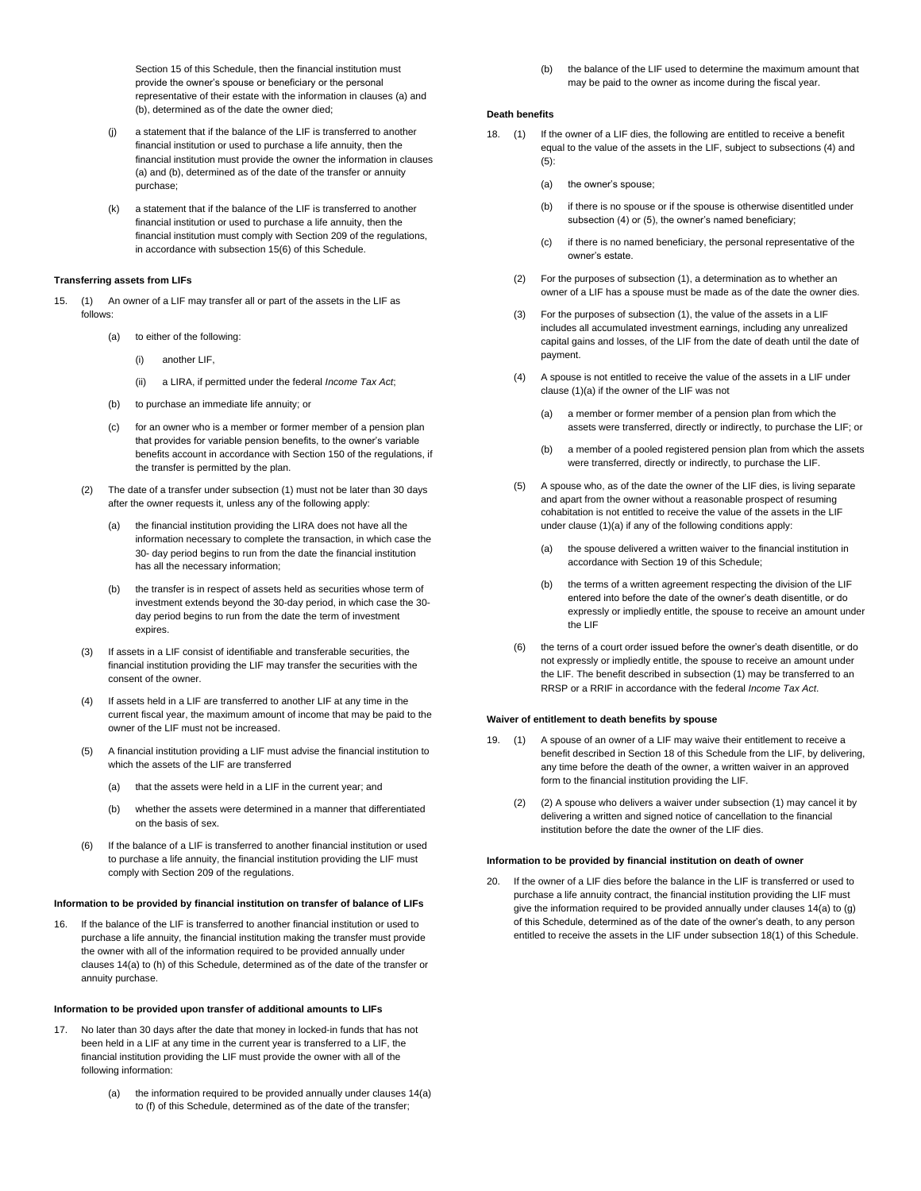Section 15 of this Schedule, then the financial institution must provide the owner's spouse or beneficiary or the personal representative of their estate with the information in clauses (a) and (b), determined as of the date the owner died;

(j) a statement that if the balance of the LIF is transferred to another financial institution or used to purchase a life annuity, then the financial institution must provide the owner the information in clauses (a) and (b), determined as of the date of the transfer or annuity purchase;

(k) a statement that if the balance of the LIF is transferred to another financial institution or used to purchase a life annuity, then the financial institution must comply with Section 209 of the regulations, in accordance with subsection 15(6) of this Schedule.

#### Transferring assets from LIFs

15. (1) An owner of a LIF may transfer all or part of the assets in the LIF as follows:

    (a) to either of the following:

        (i) another LIF,

        (ii) a LIRA, if permitted under the federal *Income Tax Act*;

    (b) to purchase an immediate life annuity; or

    (c) for an owner who is a member or former member of a pension plan that provides for variable pension benefits, to the owner's variable benefits account in accordance with Section 150 of the regulations, if the transfer is permitted by the plan.

    (2) The date of a transfer under subsection (1) must not be later than 30 days after the owner requests it, unless any of the following apply:

    (a) the financial institution providing the LIRA does not have all the information necessary to complete the transaction, in which case the 30- day period begins to run from the date the financial institution has all the necessary information;

    (b) the transfer is in respect of assets held as securities whose term of investment extends beyond the 30-day period, in which case the 30-day period begins to run from the date the term of investment expires.

    (3) If assets in a LIF consist of identifiable and transferable securities, the financial institution providing the LIF may transfer the securities with the consent of the owner.

    (4) If assets held in a LIF are transferred to another LIF at any time in the current fiscal year, the maximum amount of income that may be paid to the owner of the LIF must not be increased.

    (5) A financial institution providing a LIF must advise the financial institution to which the assets of the LIF are transferred

    (a) that the assets were held in a LIF in the current year; and

    (b) whether the assets were determined in a manner that differentiated on the basis of sex.

    (6) If the balance of a LIF is transferred to another financial institution or used to purchase a life annuity, the financial institution providing the LIF must comply with Section 209 of the regulations.

#### Information to be provided by financial institution on transfer of balance of LIFs

16. If the balance of the LIF is transferred to another financial institution or used to purchase a life annuity, the financial institution making the transfer must provide the owner with all of the information required to be provided annually under clauses 14(a) to (h) of this Schedule, determined as of the date of the transfer or annuity purchase.

#### Information to be provided upon transfer of additional amounts to LIFs

17. No later than 30 days after the date that money in locked-in funds that has not been held in a LIF at any time in the current year is transferred to a LIF, the financial institution providing the LIF must provide the owner with all of the following information:

    (a) the information required to be provided annually under clauses 14(a) to (f) of this Schedule, determined as of the date of the transfer;

    (b) the balance of the LIF used to determine the maximum amount that may be paid to the owner as income during the fiscal year.

#### Death benefits

18. (1) If the owner of a LIF dies, the following are entitled to receive a benefit equal to the value of the assets in the LIF, subject to subsections (4) and (5):

    (a) the owner's spouse;

    (b) if there is no spouse or if the spouse is otherwise disentitled under subsection (4) or (5), the owner's named beneficiary;

    (c) if there is no named beneficiary, the personal representative of the owner's estate.

    (2) For the purposes of subsection (1), a determination as to whether an owner of a LIF has a spouse must be made as of the date the owner dies.

    (3) For the purposes of subsection (1), the value of the assets in a LIF includes all accumulated investment earnings, including any unrealized capital gains and losses, of the LIF from the date of death until the date of payment.

    (4) A spouse is not entitled to receive the value of the assets in a LIF under clause (1)(a) if the owner of the LIF was not

    (a) a member or former member of a pension plan from which the assets were transferred, directly or indirectly, to purchase the LIF; or

    (b) a member of a pooled registered pension plan from which the assets were transferred, directly or indirectly, to purchase the LIF.

    (5) A spouse who, as of the date the owner of the LIF dies, is living separate and apart from the owner without a reasonable prospect of resuming cohabitation is not entitled to receive the value of the assets in the LIF under clause (1)(a) if any of the following conditions apply:

    (a) the spouse delivered a written waiver to the financial institution in accordance with Section 19 of this Schedule;

    (b) the terms of a written agreement respecting the division of the LIF entered into before the date of the owner's death disentitle, or do expressly or impliedly entitle, the spouse to receive an amount under the LIF

    (6) the terns of a court order issued before the owner's death disentitle, or do not expressly or impliedly entitle, the spouse to receive an amount under the LIF. The benefit described in subsection (1) may be transferred to an RRSP or a RRIF in accordance with the federal *Income Tax Act*.

#### Waiver of entitlement to death benefits by spouse

19. (1) A spouse of an owner of a LIF may waive their entitlement to receive a benefit described in Section 18 of this Schedule from the LIF, by delivering, any time before the death of the owner, a written waiver in an approved form to the financial institution providing the LIF.

    (2) (2) A spouse who delivers a waiver under subsection (1) may cancel it by delivering a written and signed notice of cancellation to the financial institution before the date the owner of the LIF dies.

#### Information to be provided by financial institution on death of owner

20. If the owner of a LIF dies before the balance in the LIF is transferred or used to purchase a life annuity contract, the financial institution providing the LIF must give the information required to be provided annually under clauses 14(a) to (g) of this Schedule, determined as of the date of the owner's death, to any person entitled to receive the assets in the LIF under subsection 18(1) of this Schedule.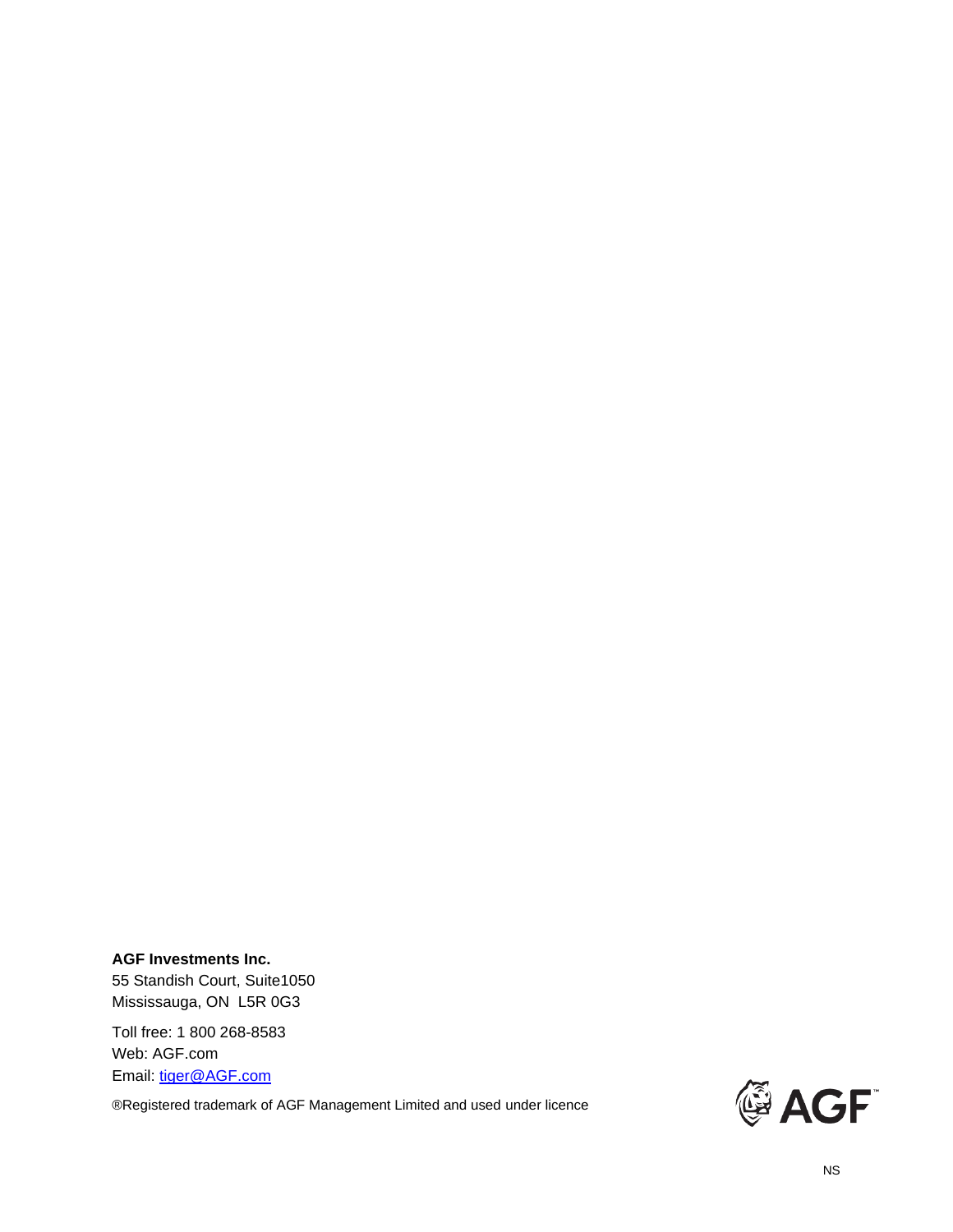**AGF Investments Inc.**
55 Standish Court, Suite1050
Mississauga, ON  L5R 0G3

Toll free: 1 800 268-8583
Web: AGF.com
Email: tiger@AGF.com

®Registered trademark of AGF Management Limited and used under licence

NS